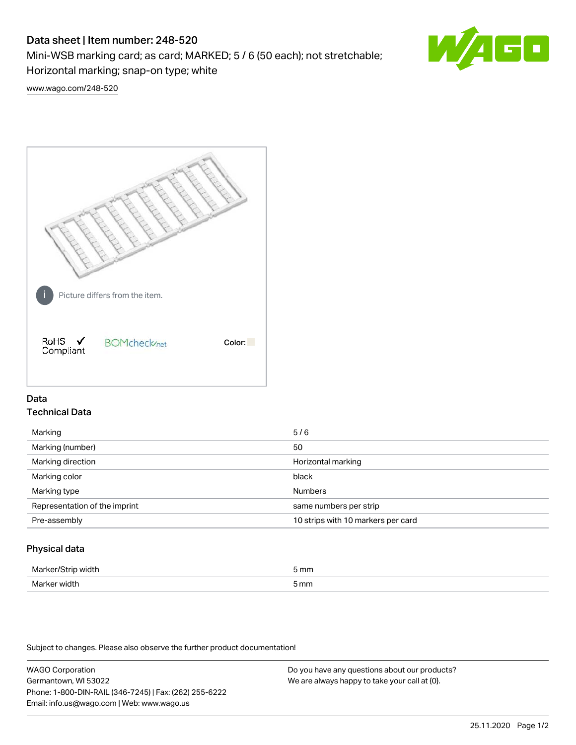# Data sheet | Item number: 248-520

Mini-WSB marking card; as card; MARKED; 5 / 6 (50 each); not stretchable; Horizontal marking; snap-on type; white

www.wago.com/248-520

Picture differs from the item.

RoHS ✓ Compliant

BOMcheck.net

Color:

## Data

### Technical Data

| | |
|---|---|
| Marking | 5 / 6 |
| Marking (number) | 50 |
| Marking direction | Horizontal marking |
| Marking color | black |
| Marking type | Numbers |
| Representation of the imprint | same numbers per strip |
| Pre-assembly | 10 strips with 10 markers per card |

### Physical data

| | |
|---|---|
| Marker/Strip width | 5 mm |
| Marker width | 5 mm |

Subject to changes. Please also observe the further product documentation!

WAGO Corporation
Germantown, WI 53022
Phone: 1-800-DIN-RAIL (346-7245) | Fax: (262) 255-6222
Email: info.us@wago.com | Web: www.wago.us

Do you have any questions about our products?
We are always happy to take your call at {0}.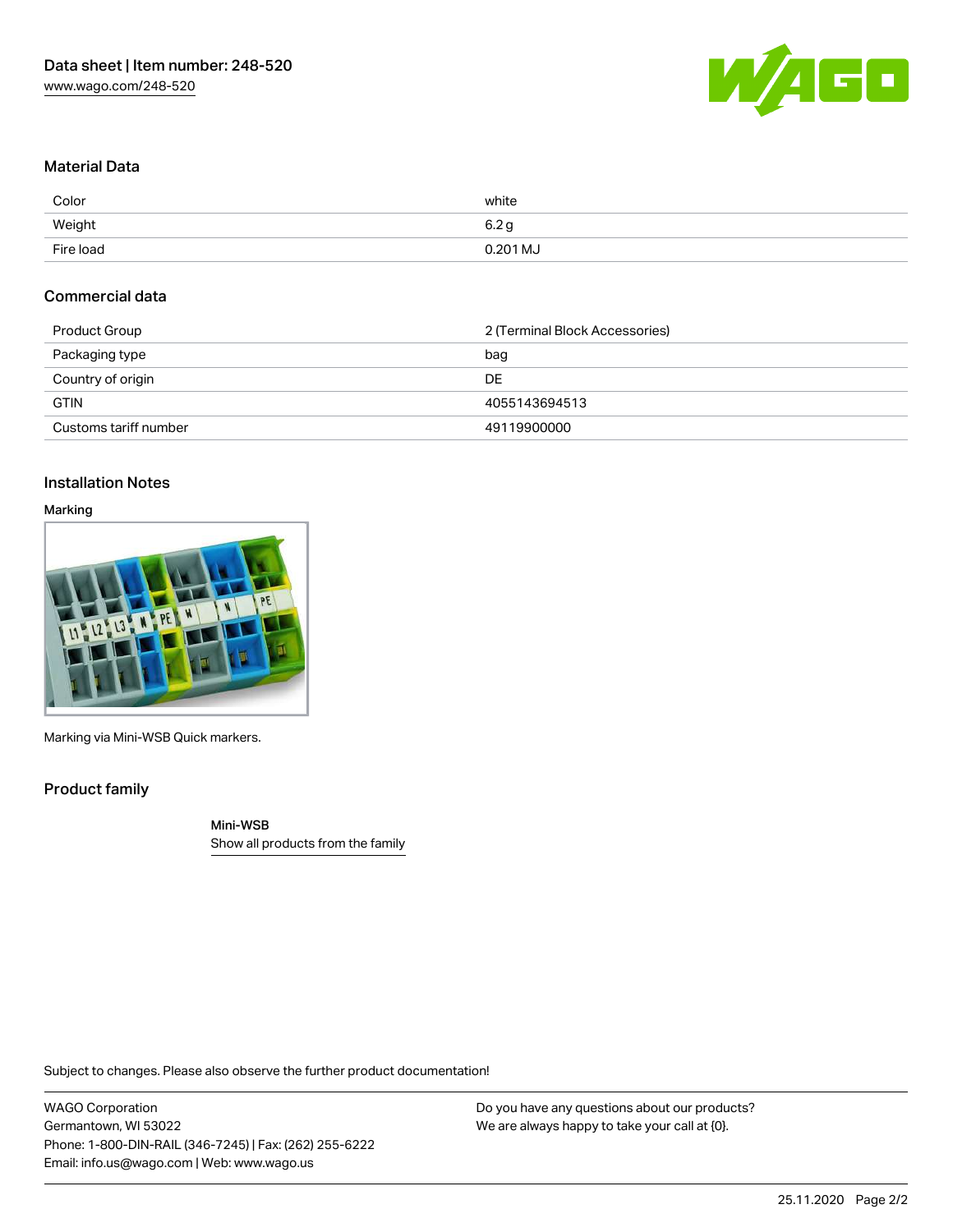Data sheet | Item number: 248-520
www.wago.com/248-520

## Material Data

| | |
|---|---|
| Color | white |
| Weight | 6.2 g |
| Fire load | 0.201 MJ |

## Commercial data

| | |
|---|---|
| Product Group | 2 (Terminal Block Accessories) |
| Packaging type | bag |
| Country of origin | DE |
| GTIN | 4055143694513 |
| Customs tariff number | 49119900000 |

## Installation Notes

### Marking

Marking via Mini-WSB Quick markers.

## Product family

Mini-WSB
Show all products from the family

Subject to changes. Please also observe the further product documentation!

WAGO Corporation
Germantown, WI 53022
Phone: 1-800-DIN-RAIL (346-7245) | Fax: (262) 255-6222
Email: info.us@wago.com | Web: www.wago.us

Do you have any questions about our products?
We are always happy to take your call at {0}.

25.11.2020